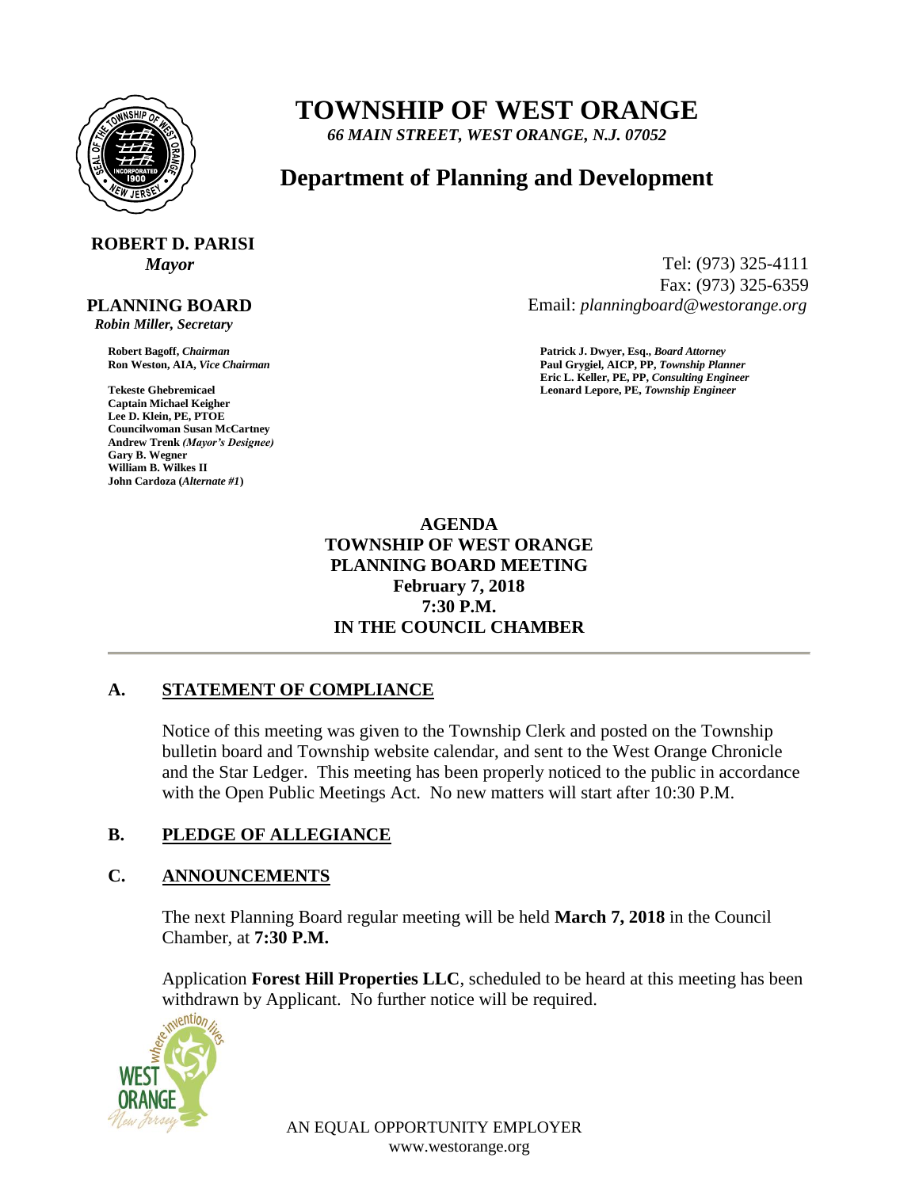# TOWNSHIP OF WEST ORANGE

*66 MAIN STREET, WEST ORANGE, N.J. 07052*

## Department of Planning and Development

**ROBERT D. PARISI**
*Mayor*

Tel: (973) 325-4111
Fax: (973) 325-6359
Email: *planningboard@westorange.org*

**PLANNING BOARD**
*Robin Miller, Secretary*

**Robert Bagoff,** *Chairman*
**Ron Weston, AIA,** *Vice Chairman*

**Tekeste Ghebremicael**
**Captain Michael Keigher**
**Lee D. Klein, PE, PTOE**
**Councilwoman Susan McCartney**
**Andrew Trenk** *(Mayor's Designee)*
**Gary B. Wegner**
**William B. Wilkes II**
**John Cardoza (***Alternate #1***)**

**Patrick J. Dwyer, Esq.,** *Board Attorney*
**Paul Grygiel, AICP, PP,** *Township Planner*
**Eric L. Keller, PE, PP,** *Consulting Engineer*
**Leonard Lepore, PE,** *Township Engineer*

**AGENDA**
**TOWNSHIP OF WEST ORANGE**
**PLANNING BOARD MEETING**
**February 7, 2018**
**7:30 P.M.**
**IN THE COUNCIL CHAMBER**

---

### A. STATEMENT OF COMPLIANCE

Notice of this meeting was given to the Township Clerk and posted on the Township bulletin board and Township website calendar, and sent to the West Orange Chronicle and the Star Ledger. This meeting has been properly noticed to the public in accordance with the Open Public Meetings Act. No new matters will start after 10:30 P.M.

### B. PLEDGE OF ALLEGIANCE

### C. ANNOUNCEMENTS

The next Planning Board regular meeting will be held **March 7, 2018** in the Council Chamber, at **7:30 P.M.**

Application **Forest Hill Properties LLC**, scheduled to be heard at this meeting has been withdrawn by Applicant. No further notice will be required.

AN EQUAL OPPORTUNITY EMPLOYER
www.westorange.org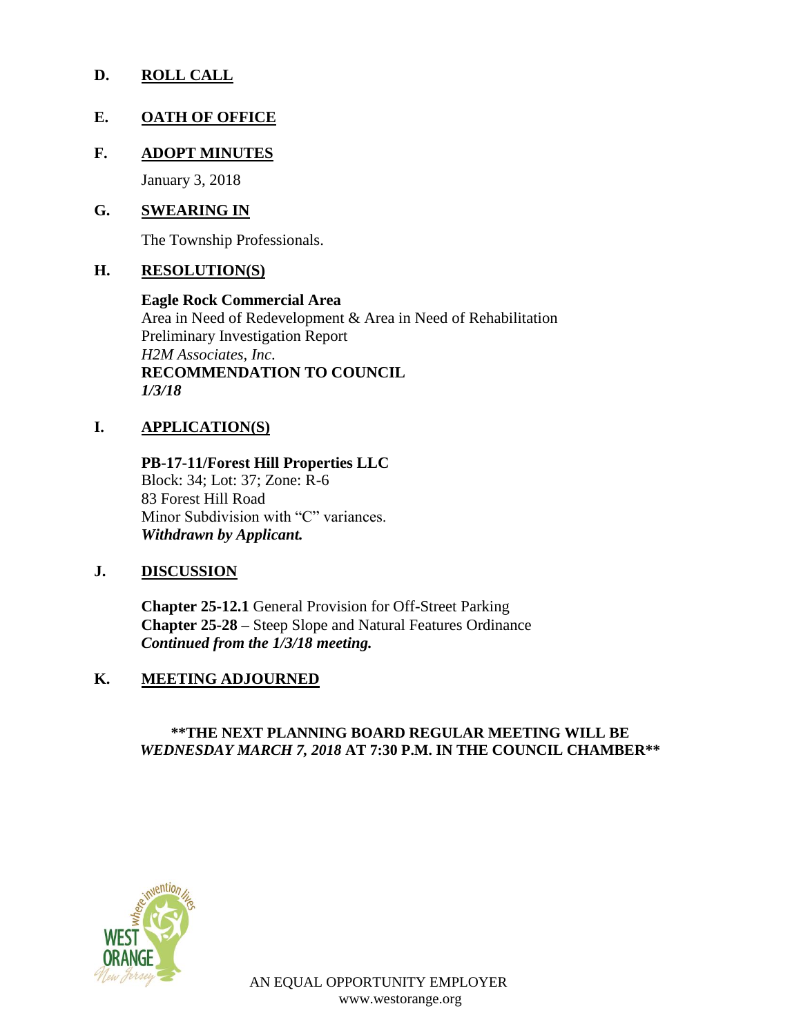## D. ROLL CALL

## E. OATH OF OFFICE

## F. ADOPT MINUTES

January 3, 2018

## G. SWEARING IN

The Township Professionals.

## H. RESOLUTION(S)

**Eagle Rock Commercial Area**
Area in Need of Redevelopment & Area in Need of Rehabilitation
Preliminary Investigation Report
*H2M Associates, Inc.*
**RECOMMENDATION TO COUNCIL**
***1/3/18***

## I. APPLICATION(S)

**PB-17-11/Forest Hill Properties LLC**
Block: 34; Lot: 37; Zone: R-6
83 Forest Hill Road
Minor Subdivision with "C" variances.
***Withdrawn by Applicant.***

## J. DISCUSSION

**Chapter 25-12.1** General Provision for Off-Street Parking
**Chapter 25-28 –** Steep Slope and Natural Features Ordinance
***Continued from the 1/3/18 meeting.***

## K. MEETING ADJOURNED

**\*\*THE NEXT PLANNING BOARD REGULAR MEETING WILL BE *WEDNESDAY MARCH 7, 2018* AT 7:30 P.M. IN THE COUNCIL CHAMBER\*\***

AN EQUAL OPPORTUNITY EMPLOYER
www.westorange.org